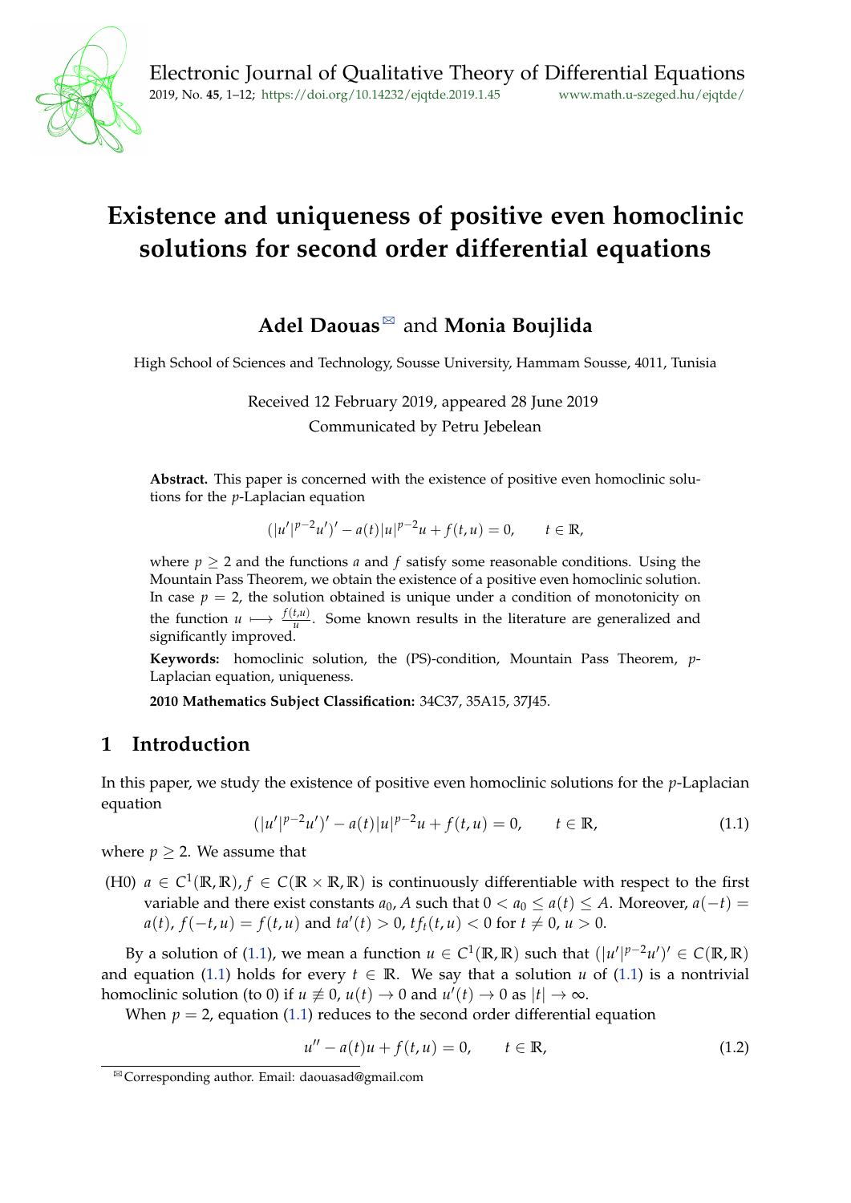# Existence and uniqueness of positive even homoclinic solutions for second order differential equations

**Adel Daouas** and **Monia Boujlida**

High School of Sciences and Technology, Sousse University, Hammam Sousse, 4011, Tunisia

Received 12 February 2019, appeared 28 June 2019

Communicated by Petru Jebelean

**Abstract.** This paper is concerned with the existence of positive even homoclinic solutions for the $p$-Laplacian equation

$$(|u'|^{p-2}u')' - a(t)|u|^{p-2}u + f(t,u) = 0, \qquad t \in \mathbb{R},$$

where $p \geq 2$ and the functions $a$ and $f$ satisfy some reasonable conditions. Using the Mountain Pass Theorem, we obtain the existence of a positive even homoclinic solution. In case $p = 2$, the solution obtained is unique under a condition of monotonicity on the function $u \longmapsto \frac{f(t,u)}{u}$. Some known results in the literature are generalized and significantly improved.

**Keywords:** homoclinic solution, the (PS)-condition, Mountain Pass Theorem, $p$-Laplacian equation, uniqueness.

**2010 Mathematics Subject Classification:** 34C37, 35A15, 37J45.

## 1 Introduction

In this paper, we study the existence of positive even homoclinic solutions for the $p$-Laplacian equation

$$(|u'|^{p-2}u')' - a(t)|u|^{p-2}u + f(t,u) = 0, \qquad t \in \mathbb{R}, \tag{1.1}$$

where $p \geq 2$. We assume that

(H0) $a \in C^1(\mathbb{R}, \mathbb{R})$, $f \in C(\mathbb{R} \times \mathbb{R}, \mathbb{R})$ is continuously differentiable with respect to the first variable and there exist constants $a_0, A$ such that $0 < a_0 \leq a(t) \leq A$. Moreover, $a(-t) = a(t)$, $f(-t,u) = f(t,u)$ and $ta'(t) > 0$, $tf_t(t,u) < 0$ for $t \neq 0$, $u > 0$.

By a solution of (1.1), we mean a function $u \in C^1(\mathbb{R}, \mathbb{R})$ such that $(|u'|^{p-2}u')' \in C(\mathbb{R}, \mathbb{R})$ and equation (1.1) holds for every $t \in \mathbb{R}$. We say that a solution $u$ of (1.1) is a nontrivial homoclinic solution (to 0) if $u \not\equiv 0$, $u(t) \to 0$ and $u'(t) \to 0$ as $|t| \to \infty$.

When $p = 2$, equation (1.1) reduces to the second order differential equation

$$u'' - a(t)u + f(t,u) = 0, \qquad t \in \mathbb{R}, \tag{1.2}$$

Corresponding author. Email: daouasad@gmail.com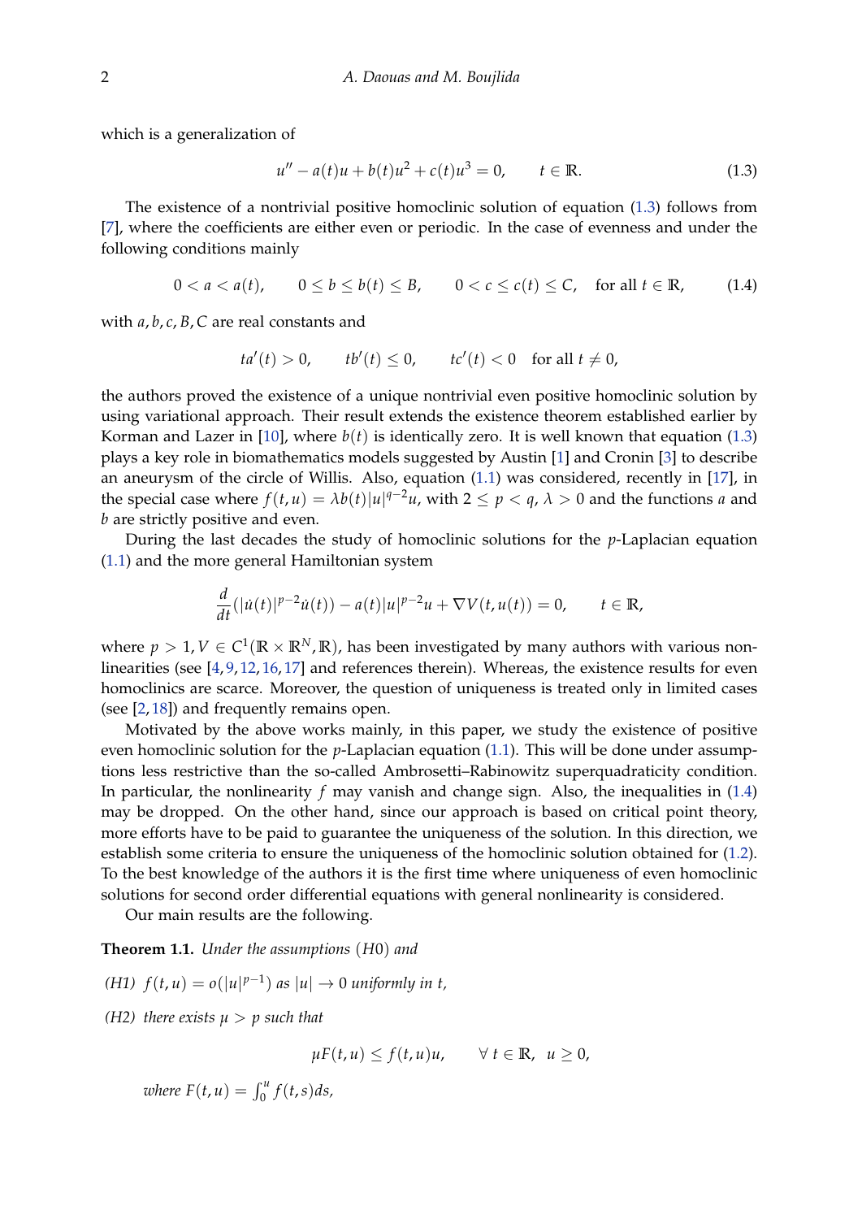which is a generalization of

$$u'' - a(t)u + b(t)u^2 + c(t)u^3 = 0, \qquad t \in \mathbb{R}. \tag{1.3}$$

The existence of a nontrivial positive homoclinic solution of equation (1.3) follows from [7], where the coefficients are either even or periodic. In the case of evenness and under the following conditions mainly

$$0 < a < a(t), \qquad 0 \le b \le b(t) \le B, \qquad 0 < c \le c(t) \le C, \quad \text{for all } t \in \mathbb{R}, \tag{1.4}$$

with $a, b, c, B, C$ are real constants and

$$ta'(t) > 0, \qquad tb'(t) \le 0, \qquad tc'(t) < 0 \quad \text{for all } t \ne 0,$$

the authors proved the existence of a unique nontrivial even positive homoclinic solution by using variational approach. Their result extends the existence theorem established earlier by Korman and Lazer in [10], where $b(t)$ is identically zero. It is well known that equation (1.3) plays a key role in biomathematics models suggested by Austin [1] and Cronin [3] to describe an aneurysm of the circle of Willis. Also, equation (1.1) was considered, recently in [17], in the special case where $f(t, u) = \lambda b(t)|u|^{q-2}u$, with $2 \le p < q$, $\lambda > 0$ and the functions $a$ and $b$ are strictly positive and even.

During the last decades the study of homoclinic solutions for the $p$-Laplacian equation (1.1) and the more general Hamiltonian system

$$\frac{d}{dt}(|\dot{u}(t)|^{p-2}\dot{u}(t)) - a(t)|u|^{p-2}u + \nabla V(t, u(t)) = 0, \qquad t \in \mathbb{R},$$

where $p > 1, V \in C^1(\mathbb{R} \times \mathbb{R}^N, \mathbb{R})$, has been investigated by many authors with various nonlinearities (see [4, 9, 12, 16, 17] and references therein). Whereas, the existence results for even homoclinics are scarce. Moreover, the question of uniqueness is treated only in limited cases (see [2, 18]) and frequently remains open.

Motivated by the above works mainly, in this paper, we study the existence of positive even homoclinic solution for the $p$-Laplacian equation (1.1). This will be done under assumptions less restrictive than the so-called Ambrosetti–Rabinowitz superquadraticity condition. In particular, the nonlinearity $f$ may vanish and change sign. Also, the inequalities in (1.4) may be dropped. On the other hand, since our approach is based on critical point theory, more efforts have to be paid to guarantee the uniqueness of the solution. In this direction, we establish some criteria to ensure the uniqueness of the homoclinic solution obtained for (1.2). To the best knowledge of the authors it is the first time where uniqueness of even homoclinic solutions for second order differential equations with general nonlinearity is considered.

Our main results are the following.

**Theorem 1.1.** *Under the assumptions $(H0)$ and*

*(H1)* $f(t, u) = o(|u|^{p-1})$ *as* $|u| \to 0$ *uniformly in* $t$,

*(H2) there exists* $\mu > p$ *such that*

$$\mu F(t, u) \le f(t, u)u, \qquad \forall\, t \in \mathbb{R}, \;\; u \ge 0,$$

*where* $F(t, u) = \int_0^u f(t, s)ds$,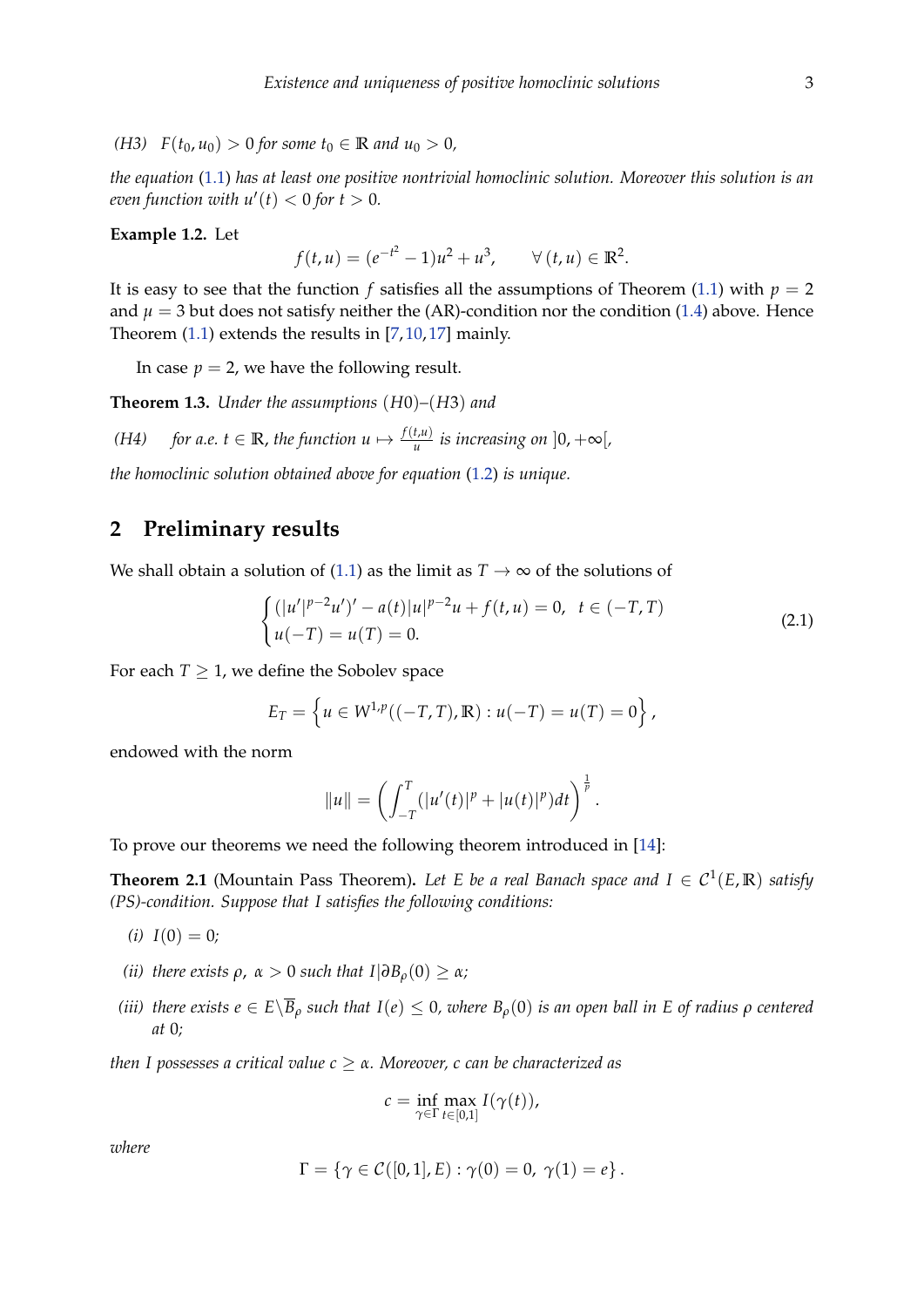*(H3)* $F(t_0, u_0) > 0$ *for some* $t_0 \in \mathbb{R}$ *and* $u_0 > 0$,

*the equation* (1.1) *has at least one positive nontrivial homoclinic solution. Moreover this solution is an even function with* $u'(t) < 0$ *for* $t > 0$.

**Example 1.2.** Let

$$f(t,u) = (e^{-t^2} - 1)u^2 + u^3, \qquad \forall\,(t,u) \in \mathbb{R}^2.$$

It is easy to see that the function $f$ satisfies all the assumptions of Theorem (1.1) with $p = 2$ and $\mu = 3$ but does not satisfy neither the (AR)-condition nor the condition (1.4) above. Hence Theorem (1.1) extends the results in [7,10,17] mainly.

In case $p = 2$, we have the following result.

**Theorem 1.3.** *Under the assumptions* $(H0)$*–*$(H3)$ *and*

*(H4)* *for a.e.* $t \in \mathbb{R}$, *the function* $u \mapsto \frac{f(t,u)}{u}$ *is increasing on* $]0, +\infty[$,

*the homoclinic solution obtained above for equation* (1.2) *is unique.*

## 2 Preliminary results

We shall obtain a solution of (1.1) as the limit as $T \to \infty$ of the solutions of

$$\begin{cases} (|u'|^{p-2}u')' - a(t)|u|^{p-2}u + f(t,u) = 0, & t \in (-T, T) \\ u(-T) = u(T) = 0. \end{cases} \tag{2.1}$$

For each $T \geq 1$, we define the Sobolev space

$$E_T = \left\{ u \in W^{1,p}((-T,T), \mathbb{R}) : u(-T) = u(T) = 0 \right\},$$

endowed with the norm

$$\|u\| = \left( \int_{-T}^{T} (|u'(t)|^p + |u(t)|^p) dt \right)^{\frac{1}{p}}.$$

To prove our theorems we need the following theorem introduced in [14]:

**Theorem 2.1** (Mountain Pass Theorem)**.** *Let $E$ be a real Banach space and $I \in \mathcal{C}^1(E, \mathbb{R})$ satisfy (PS)-condition. Suppose that $I$ satisfies the following conditions:*

*(i)* $I(0) = 0$;

*(ii)* *there exists* $\rho$, $\alpha > 0$ *such that* $I|\partial B_\rho(0) \geq \alpha$;

*(iii)* *there exists* $e \in E \backslash \overline{B}_\rho$ *such that* $I(e) \leq 0$, *where* $B_\rho(0)$ *is an open ball in* $E$ *of radius* $\rho$ *centered at* $0$;

*then $I$ possesses a critical value $c \geq \alpha$. Moreover, $c$ can be characterized as*

$$c = \inf_{\gamma \in \Gamma} \max_{t \in [0,1]} I(\gamma(t)),$$

*where*

$$\Gamma = \{\gamma \in \mathcal{C}([0,1], E) : \gamma(0) = 0,\ \gamma(1) = e\}.$$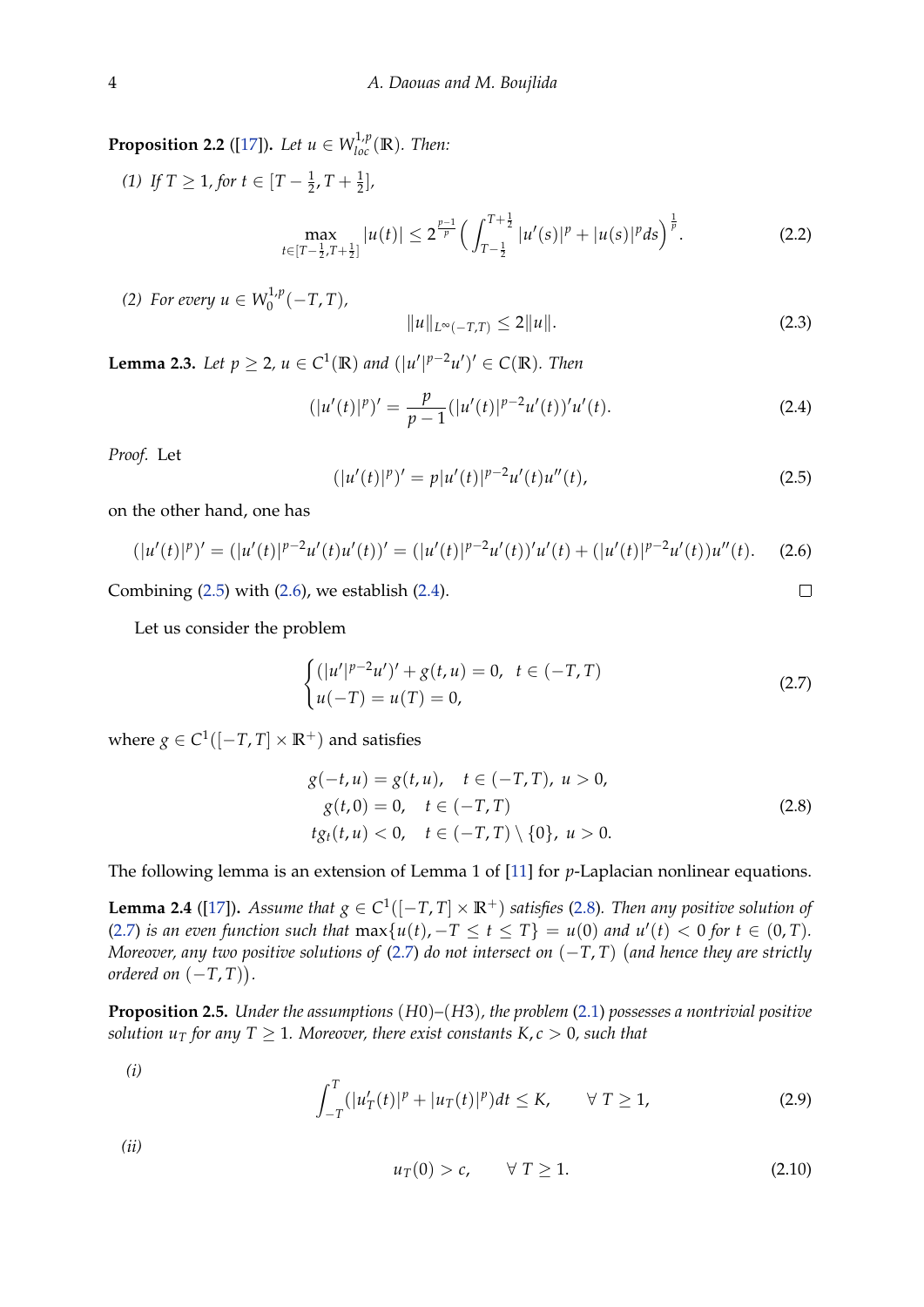**Proposition 2.2** ([17]). *Let $u \in W^{1,p}_{loc}(\mathbb{R})$. Then:*

*(1) If $T \geq 1$, for $t \in [T - \frac{1}{2}, T + \frac{1}{2}]$,*

$$\max_{t \in [T-\frac{1}{2}, T+\frac{1}{2}]} |u(t)| \leq 2^{\frac{p-1}{p}} \Big( \int_{T-\frac{1}{2}}^{T+\frac{1}{2}} |u'(s)|^p + |u(s)|^p ds \Big)^{\frac{1}{p}}. \tag{2.2}$$

*(2) For every $u \in W^{1,p}_0(-T, T)$,*

$$\|u\|_{L^\infty(-T,T)} \leq 2\|u\|. \tag{2.3}$$

**Lemma 2.3.** *Let $p \geq 2$, $u \in C^1(\mathbb{R})$ and $(|u'|^{p-2}u')' \in C(\mathbb{R})$. Then*

$$(|u'(t)|^p)' = \frac{p}{p-1}(|u'(t)|^{p-2}u'(t))'u'(t). \tag{2.4}$$

*Proof.* Let

$$(|u'(t)|^p)' = p|u'(t)|^{p-2}u'(t)u''(t), \tag{2.5}$$

on the other hand, one has

$$(|u'(t)|^p)' = (|u'(t)|^{p-2}u'(t)u'(t))' = (|u'(t)|^{p-2}u'(t))'u'(t) + (|u'(t)|^{p-2}u'(t))u''(t). \tag{2.6}$$

Combining (2.5) with (2.6), we establish (2.4). $\square$

Let us consider the problem

$$\begin{cases} (|u'|^{p-2}u')' + g(t, u) = 0, & t \in (-T, T) \\ u(-T) = u(T) = 0, \end{cases} \tag{2.7}$$

where $g \in C^1([-T, T] \times \mathbb{R}^+)$ and satisfies

$$\begin{aligned} g(-t, u) &= g(t, u), \quad t \in (-T, T), \ u > 0, \\ g(t, 0) &= 0, \quad t \in (-T, T) \\ tg_t(t, u) &< 0, \quad t \in (-T, T) \setminus \{0\}, \ u > 0. \end{aligned} \tag{2.8}$$

The following lemma is an extension of Lemma 1 of [11] for $p$-Laplacian nonlinear equations.

**Lemma 2.4** ([17]). *Assume that $g \in C^1([-T, T] \times \mathbb{R}^+)$ satisfies (2.8). Then any positive solution of (2.7) is an even function such that $\max\{u(t), -T \leq t \leq T\} = u(0)$ and $u'(t) < 0$ for $t \in (0, T)$. Moreover, any two positive solutions of (2.7) do not intersect on $(-T, T)$ (and hence they are strictly ordered on $(-T, T)$).*

**Proposition 2.5.** *Under the assumptions (H0)–(H3), the problem (2.1) possesses a nontrivial positive solution $u_T$ for any $T \geq 1$. Moreover, there exist constants $K, c > 0$, such that*

*(i)*

$$\int_{-T}^{T} (|u_T'(t)|^p + |u_T(t)|^p) dt \leq K, \qquad \forall\ T \geq 1, \tag{2.9}$$

*(ii)*

$$u_T(0) > c, \qquad \forall\ T \geq 1. \tag{2.10}$$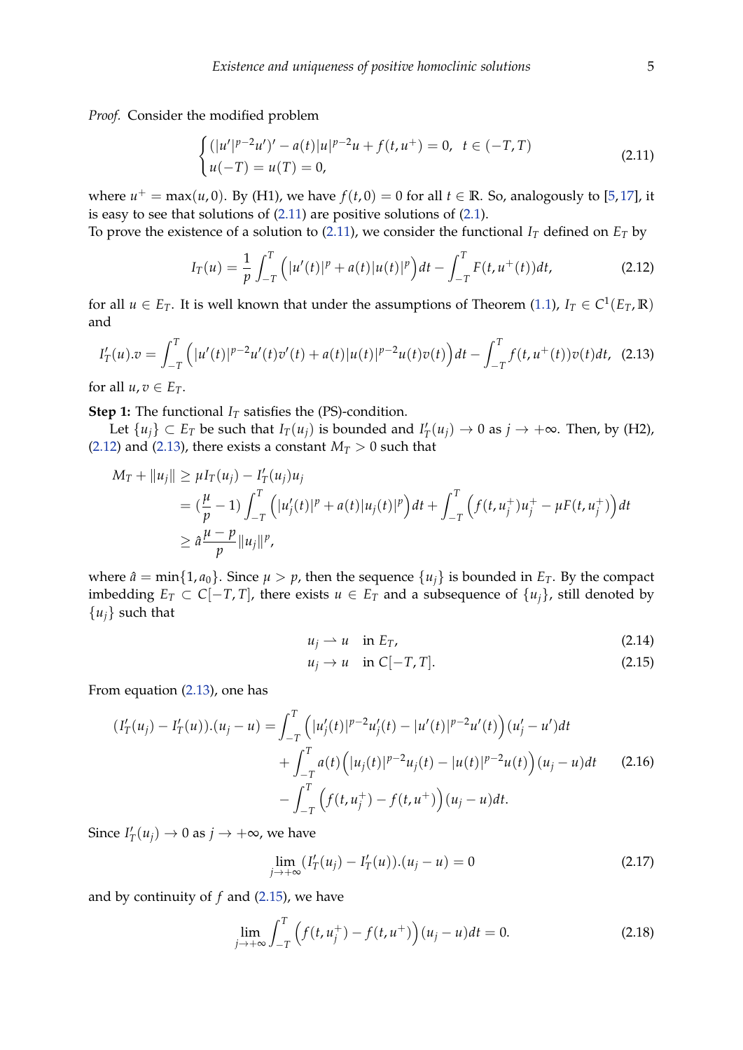*Proof.* Consider the modified problem

$$\begin{cases} (|u'|^{p-2}u')' - a(t)|u|^{p-2}u + f(t,u^+) = 0, & t \in (-T,T) \\ u(-T) = u(T) = 0, \end{cases} \tag{2.11}$$

where $u^+ = \max(u, 0)$. By (H1), we have $f(t, 0) = 0$ for all $t \in \mathbb{R}$. So, analogously to [5,17], it is easy to see that solutions of (2.11) are positive solutions of (2.1).

To prove the existence of a solution to (2.11), we consider the functional $I_T$ defined on $E_T$ by

$$I_T(u) = \frac{1}{p}\int_{-T}^{T}\Big(|u'(t)|^p + a(t)|u(t)|^p\Big)dt - \int_{-T}^{T} F(t, u^+(t))dt, \tag{2.12}$$

for all $u \in E_T$. It is well known that under the assumptions of Theorem (1.1), $I_T \in C^1(E_T, \mathbb{R})$ and

$$I_T'(u).v = \int_{-T}^{T}\Big(|u'(t)|^{p-2}u'(t)v'(t) + a(t)|u(t)|^{p-2}u(t)v(t)\Big)dt - \int_{-T}^{T} f(t, u^+(t))v(t)dt, \tag{2.13}$$

for all $u, v \in E_T$.

**Step 1:** The functional $I_T$ satisfies the (PS)-condition.

Let $\{u_j\} \subset E_T$ be such that $I_T(u_j)$ is bounded and $I_T'(u_j) \to 0$ as $j \to +\infty$. Then, by (H2), (2.12) and (2.13), there exists a constant $M_T > 0$ such that

$$\begin{aligned} M_T + \|u_j\| &\geq \mu I_T(u_j) - I_T'(u_j)u_j \\ &= (\frac{\mu}{p} - 1)\int_{-T}^{T}\Big(|u_j'(t)|^p + a(t)|u_j(t)|^p\Big)dt + \int_{-T}^{T}\Big(f(t,u_j^+)u_j^+ - \mu F(t,u_j^+)\Big)dt \\ &\geq \hat{a}\frac{\mu - p}{p}\|u_j\|^p, \end{aligned}$$

where $\hat{a} = \min\{1, a_0\}$. Since $\mu > p$, then the sequence $\{u_j\}$ is bounded in $E_T$. By the compact imbedding $E_T \subset C[-T,T]$, there exists $u \in E_T$ and a subsequence of $\{u_j\}$, still denoted by $\{u_j\}$ such that

$$u_j \rightharpoonup u \quad \text{in } E_T, \tag{2.14}$$

$$u_j \to u \quad \text{in } C[-T,T]. \tag{2.15}$$

From equation (2.13), one has

$$\begin{aligned} (I_T'(u_j) - I_T'(u)).(u_j - u) &= \int_{-T}^{T}\Big(|u_j'(t)|^{p-2}u_j'(t) - |u'(t)|^{p-2}u'(t)\Big)(u_j' - u')dt \\ &\quad + \int_{-T}^{T} a(t)\Big(|u_j(t)|^{p-2}u_j(t) - |u(t)|^{p-2}u(t)\Big)(u_j - u)dt \\ &\quad - \int_{-T}^{T}\Big(f(t,u_j^+) - f(t,u^+)\Big)(u_j - u)dt. \end{aligned} \tag{2.16}$$

Since $I_T'(u_j) \to 0$ as $j \to +\infty$, we have

$$\lim_{j\to+\infty}(I_T'(u_j) - I_T'(u)).(u_j - u) = 0 \tag{2.17}$$

and by continuity of $f$ and (2.15), we have

$$\lim_{j\to+\infty}\int_{-T}^{T}\Big(f(t,u_j^+) - f(t,u^+)\Big)(u_j - u)dt = 0. \tag{2.18}$$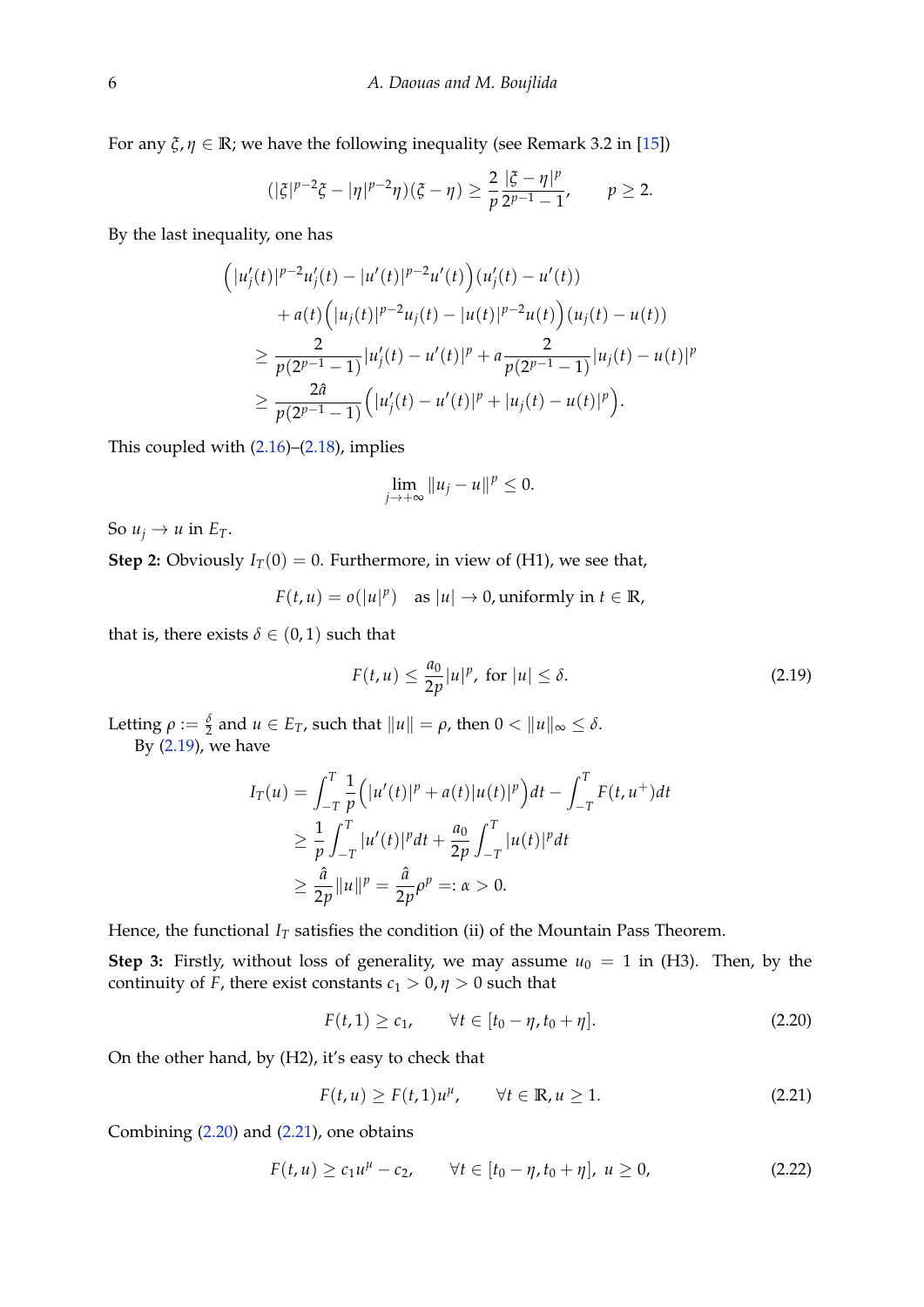For any $\xi, \eta \in \mathbb{R}$; we have the following inequality (see Remark 3.2 in [15])

$$(|\xi|^{p-2}\xi - |\eta|^{p-2}\eta)(\xi - \eta) \geq \frac{2}{p}\frac{|\xi - \eta|^p}{2^{p-1} - 1}, \qquad p \geq 2.$$

By the last inequality, one has

$$\begin{aligned}
&\Big(|u_j'(t)|^{p-2}u_j'(t) - |u'(t)|^{p-2}u'(t)\Big)(u_j'(t) - u'(t)) \\
&\qquad + a(t)\Big(|u_j(t)|^{p-2}u_j(t) - |u(t)|^{p-2}u(t)\Big)(u_j(t) - u(t)) \\
&\geq \frac{2}{p(2^{p-1}-1)}|u_j'(t) - u'(t)|^p + a\frac{2}{p(2^{p-1}-1)}|u_j(t) - u(t)|^p \\
&\geq \frac{2\hat{a}}{p(2^{p-1}-1)}\Big(|u_j'(t) - u'(t)|^p + |u_j(t) - u(t)|^p\Big).
\end{aligned}$$

This coupled with (2.16)–(2.18), implies

$$\lim_{j \to +\infty} \|u_j - u\|^p \leq 0.$$

So $u_j \to u$ in $E_T$.

**Step 2:** Obviously $I_T(0) = 0$. Furthermore, in view of (H1), we see that,

$$F(t,u) = o(|u|^p) \quad \text{as } |u| \to 0, \text{uniformly in } t \in \mathbb{R},$$

that is, there exists $\delta \in (0,1)$ such that

$$F(t,u) \leq \frac{a_0}{2p}|u|^p, \text{ for } |u| \leq \delta. \tag{2.19}$$

Letting $\rho := \frac{\delta}{2}$ and $u \in E_T$, such that $\|u\| = \rho$, then $0 < \|u\|_\infty \leq \delta$.

By (2.19), we have

$$\begin{aligned}
I_T(u) &= \int_{-T}^{T} \frac{1}{p}\Big(|u'(t)|^p + a(t)|u(t)|^p\Big)dt - \int_{-T}^{T} F(t,u^+)dt \\
&\geq \frac{1}{p}\int_{-T}^{T} |u'(t)|^p dt + \frac{a_0}{2p}\int_{-T}^{T} |u(t)|^p dt \\
&\geq \frac{\hat{a}}{2p}\|u\|^p = \frac{\hat{a}}{2p}\rho^p =: \alpha > 0.
\end{aligned}$$

Hence, the functional $I_T$ satisfies the condition (ii) of the Mountain Pass Theorem.

**Step 3:** Firstly, without loss of generality, we may assume $u_0 = 1$ in (H3). Then, by the continuity of $F$, there exist constants $c_1 > 0, \eta > 0$ such that

$$F(t,1) \geq c_1, \qquad \forall t \in [t_0 - \eta, t_0 + \eta]. \tag{2.20}$$

On the other hand, by (H2), it's easy to check that

$$F(t,u) \geq F(t,1)u^\mu, \qquad \forall t \in \mathbb{R}, u \geq 1. \tag{2.21}$$

Combining (2.20) and (2.21), one obtains

$$F(t,u) \geq c_1 u^\mu - c_2, \qquad \forall t \in [t_0 - \eta, t_0 + \eta],\ u \geq 0, \tag{2.22}$$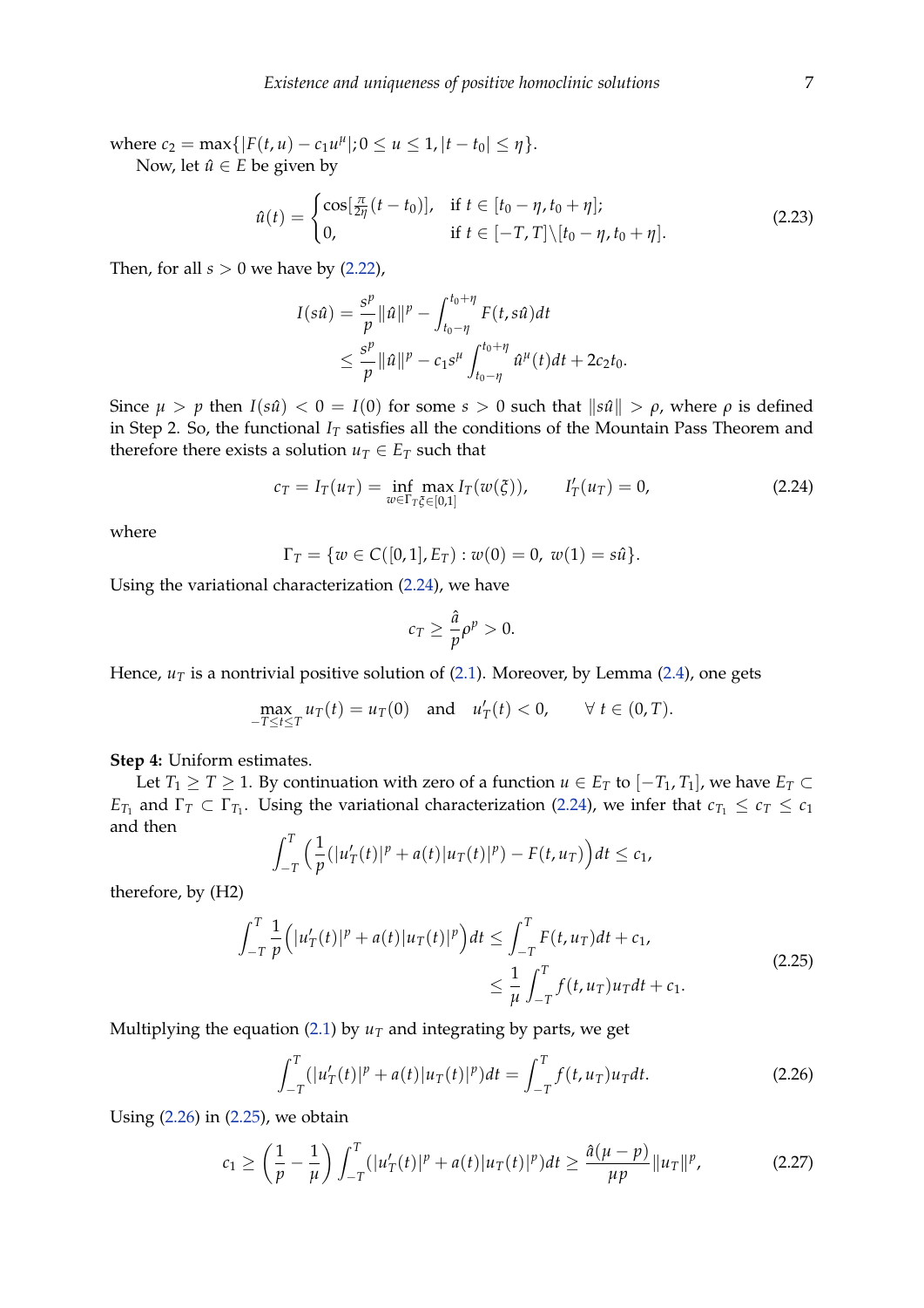where $c_2 = \max\{|F(t,u) - c_1 u^\mu|; 0 \le u \le 1, |t - t_0| \le \eta\}$.

Now, let $\hat{u} \in E$ be given by

$$
\hat{u}(t) = \begin{cases} \cos[\frac{\pi}{2\eta}(t - t_0)], & \text{if } t \in [t_0 - \eta, t_0 + \eta]; \\ 0, & \text{if } t \in [-T, T] \backslash [t_0 - \eta, t_0 + \eta]. \end{cases} \tag{2.23}
$$

Then, for all $s > 0$ we have by (2.22),

$$
\begin{aligned}
I(s\hat{u}) &= \frac{s^p}{p}\|\hat{u}\|^p - \int_{t_0-\eta}^{t_0+\eta} F(t, s\hat{u})dt \\
&\le \frac{s^p}{p}\|\hat{u}\|^p - c_1 s^\mu \int_{t_0-\eta}^{t_0+\eta} \hat{u}^\mu(t)dt + 2c_2 t_0.
\end{aligned}
$$

Since $\mu > p$ then $I(s\hat{u}) < 0 = I(0)$ for some $s > 0$ such that $\|s\hat{u}\| > \rho$, where $\rho$ is defined in Step 2. So, the functional $I_T$ satisfies all the conditions of the Mountain Pass Theorem and therefore there exists a solution $u_T \in E_T$ such that

$$
c_T = I_T(u_T) = \inf_{w \in \Gamma_T} \max_{\xi \in [0,1]} I_T(w(\xi)), \qquad I_T'(u_T) = 0, \tag{2.24}
$$

where

$$
\Gamma_T = \{w \in C([0,1], E_T) : w(0) = 0,\ w(1) = s\hat{u}\}.
$$

Using the variational characterization (2.24), we have

$$
c_T \ge \frac{\hat{a}}{p}\rho^p > 0.
$$

Hence, $u_T$ is a nontrivial positive solution of (2.1). Moreover, by Lemma (2.4), one gets

$$
\max_{-T \le t \le T} u_T(t) = u_T(0) \quad \text{and} \quad u_T'(t) < 0, \qquad \forall\, t \in (0, T).
$$

**Step 4:** Uniform estimates.

Let $T_1 \ge T \ge 1$. By continuation with zero of a function $u \in E_T$ to $[-T_1, T_1]$, we have $E_T \subset E_{T_1}$ and $\Gamma_T \subset \Gamma_{T_1}$. Using the variational characterization (2.24), we infer that $c_{T_1} \le c_T \le c_1$ and then

$$
\int_{-T}^{T} \Big( \frac{1}{p}(|u_T'(t)|^p + a(t)|u_T(t)|^p) - F(t, u_T) \Big) dt \le c_1,
$$

therefore, by (H2)

$$
\begin{aligned}
\int_{-T}^{T} \frac{1}{p}\Big(|u_T'(t)|^p + a(t)|u_T(t)|^p\Big)dt &\le \int_{-T}^{T} F(t, u_T)dt + c_1, \\
&\le \frac{1}{\mu}\int_{-T}^{T} f(t, u_T)u_T dt + c_1.
\end{aligned} \tag{2.25}
$$

Multiplying the equation (2.1) by $u_T$ and integrating by parts, we get

$$
\int_{-T}^{T} (|u_T'(t)|^p + a(t)|u_T(t)|^p)dt = \int_{-T}^{T} f(t, u_T)u_T dt. \tag{2.26}
$$

Using (2.26) in (2.25), we obtain

$$
c_1 \ge \left(\frac{1}{p} - \frac{1}{\mu}\right) \int_{-T}^{T} (|u_T'(t)|^p + a(t)|u_T(t)|^p)dt \ge \frac{\hat{a}(\mu - p)}{\mu p}\|u_T\|^p, \tag{2.27}
$$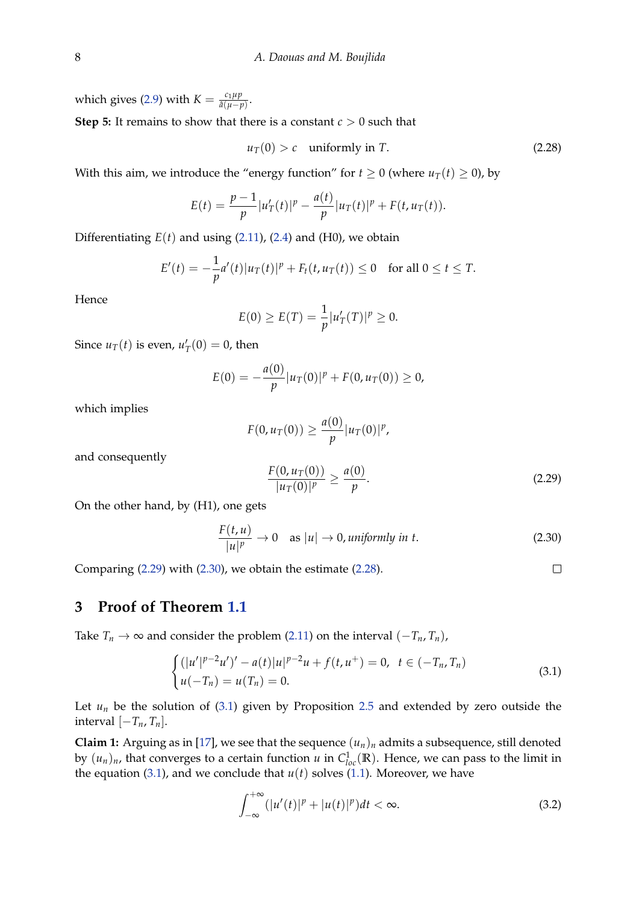which gives (2.9) with $K = \frac{c_1 \mu p}{\tilde{a}(\mu - p)}$.

**Step 5:** It remains to show that there is a constant $c > 0$ such that

$$u_T(0) > c \quad \text{uniformly in } T. \tag{2.28}$$

With this aim, we introduce the "energy function" for $t \geq 0$ (where $u_T(t) \geq 0$), by

$$E(t) = \frac{p-1}{p}|u_T'(t)|^p - \frac{a(t)}{p}|u_T(t)|^p + F(t, u_T(t)).$$

Differentiating $E(t)$ and using (2.11), (2.4) and (H0), we obtain

$$E'(t) = -\frac{1}{p}a'(t)|u_T(t)|^p + F_t(t, u_T(t)) \leq 0 \quad \text{for all } 0 \leq t \leq T.$$

Hence

$$E(0) \geq E(T) = \frac{1}{p}|u_T'(T)|^p \geq 0.$$

Since $u_T(t)$ is even, $u_T'(0) = 0$, then

$$E(0) = -\frac{a(0)}{p}|u_T(0)|^p + F(0, u_T(0)) \geq 0,$$

which implies

$$F(0, u_T(0)) \geq \frac{a(0)}{p}|u_T(0)|^p,$$

and consequently

$$\frac{F(0, u_T(0))}{|u_T(0)|^p} \geq \frac{a(0)}{p}. \tag{2.29}$$

On the other hand, by (H1), one gets

$$\frac{F(t,u)}{|u|^p} \to 0 \quad \text{as } |u| \to 0, \textit{uniformly in } t. \tag{2.30}$$

Comparing (2.29) with (2.30), we obtain the estimate (2.28). $\square$

## 3 Proof of Theorem 1.1

Take $T_n \to \infty$ and consider the problem (2.11) on the interval $(-T_n, T_n)$,

$$\begin{cases} (|u'|^{p-2}u')' - a(t)|u|^{p-2}u + f(t, u^+) = 0, & t \in (-T_n, T_n) \\ u(-T_n) = u(T_n) = 0. \end{cases} \tag{3.1}$$

Let $u_n$ be the solution of (3.1) given by Proposition 2.5 and extended by zero outside the interval $[-T_n, T_n]$.

**Claim 1:** Arguing as in [17], we see that the sequence $(u_n)_n$ admits a subsequence, still denoted by $(u_n)_n$, that converges to a certain function $u$ in $C^1_{loc}(\mathbb{R})$. Hence, we can pass to the limit in the equation (3.1), and we conclude that $u(t)$ solves (1.1). Moreover, we have

$$\int_{-\infty}^{+\infty} (|u'(t)|^p + |u(t)|^p) dt < \infty. \tag{3.2}$$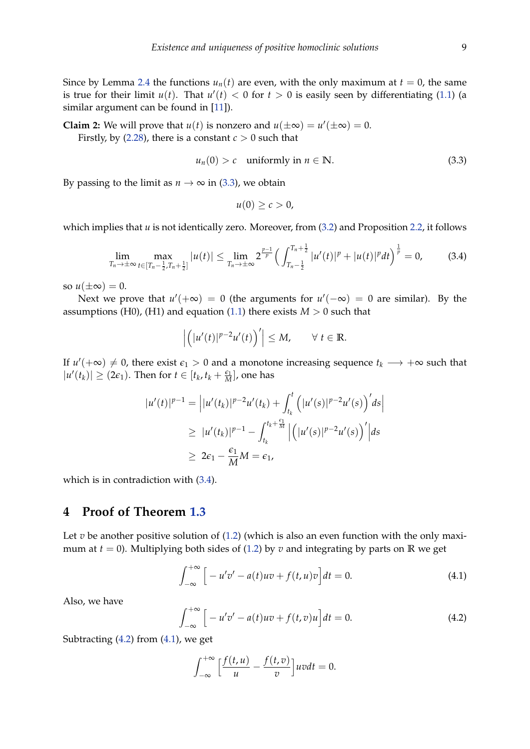Since by Lemma 2.4 the functions $u_n(t)$ are even, with the only maximum at $t = 0$, the same is true for their limit $u(t)$. That $u'(t) < 0$ for $t > 0$ is easily seen by differentiating (1.1) (a similar argument can be found in [11]).

**Claim 2:** We will prove that $u(t)$ is nonzero and $u(\pm\infty) = u'(\pm\infty) = 0$.

Firstly, by (2.28), there is a constant $c > 0$ such that

$$u_n(0) > c \quad \text{uniformly in } n \in \mathbb{N}. \tag{3.3}$$

By passing to the limit as $n \to \infty$ in (3.3), we obtain

$$u(0) \geq c > 0,$$

which implies that $u$ is not identically zero. Moreover, from (3.2) and Proposition 2.2, it follows

$$\lim_{T_n \to \pm\infty} \max_{t \in [T_n - \frac{1}{2}, T_n + \frac{1}{2}]} |u(t)| \leq \lim_{T_n \to \pm\infty} 2^{\frac{p-1}{p}} \left( \int_{T_n - \frac{1}{2}}^{T_n + \frac{1}{2}} |u'(t)|^p + |u(t)|^p dt \right)^{\frac{1}{p}} = 0, \tag{3.4}$$

so $u(\pm\infty) = 0$.

Next we prove that $u'(+\infty) = 0$ (the arguments for $u'(-\infty) = 0$ are similar). By the assumptions (H0), (H1) and equation (1.1) there exists $M > 0$ such that

$$\left| \left( |u'(t)|^{p-2} u'(t) \right)' \right| \leq M, \qquad \forall\, t \in \mathbb{R}.$$

If $u'(+\infty) \neq 0$, there exist $\epsilon_1 > 0$ and a monotone increasing sequence $t_k \longrightarrow +\infty$ such that $|u'(t_k)| \geq (2\epsilon_1)$. Then for $t \in [t_k, t_k + \frac{\epsilon_1}{M}]$, one has

$$\begin{aligned}
|u'(t)|^{p-1} &= \left| |u'(t_k)|^{p-2} u'(t_k) + \int_{t_k}^{t} \left( |u'(s)|^{p-2} u'(s) \right)' ds \right| \\
&\geq\; |u'(t_k)|^{p-1} - \int_{t_k}^{t_k + \frac{\epsilon_1}{M}} \left| \left( |u'(s)|^{p-2} u'(s) \right)' \right| ds \\
&\geq\; 2\epsilon_1 - \frac{\epsilon_1}{M} M = \epsilon_1,
\end{aligned}$$

which is in contradiction with (3.4).

## 4 Proof of Theorem 1.3

Let $v$ be another positive solution of (1.2) (which is also an even function with the only maximum at $t = 0$). Multiplying both sides of (1.2) by $v$ and integrating by parts on $\mathbb{R}$ we get

$$\int_{-\infty}^{+\infty} \Big[ -u'v' - a(t)uv + f(t,u)v \Big] dt = 0. \tag{4.1}$$

Also, we have

$$\int_{-\infty}^{+\infty} \Big[ -u'v' - a(t)uv + f(t,v)u \Big] dt = 0. \tag{4.2}$$

Subtracting (4.2) from (4.1), we get

$$\int_{-\infty}^{+\infty} \Big[ \frac{f(t,u)}{u} - \frac{f(t,v)}{v} \Big] uv dt = 0.$$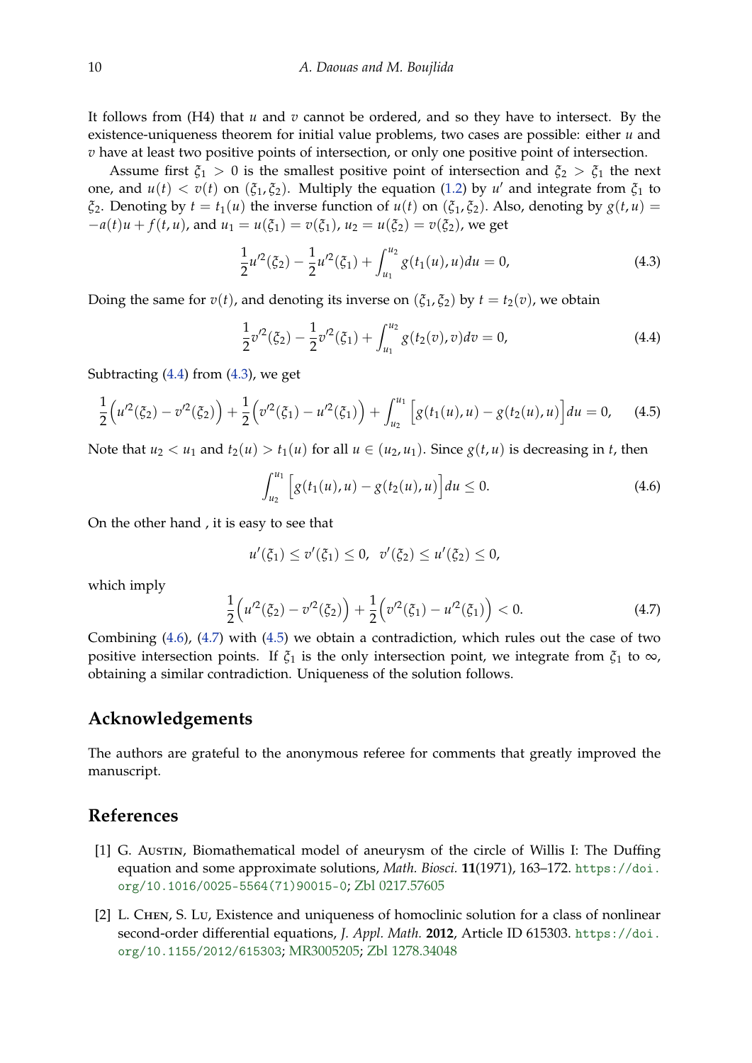It follows from (H4) that $u$ and $v$ cannot be ordered, and so they have to intersect. By the existence-uniqueness theorem for initial value problems, two cases are possible: either $u$ and $v$ have at least two positive points of intersection, or only one positive point of intersection.

Assume first $\xi_1 > 0$ is the smallest positive point of intersection and $\xi_2 > \xi_1$ the next one, and $u(t) < v(t)$ on $(\xi_1, \xi_2)$. Multiply the equation (1.2) by $u'$ and integrate from $\xi_1$ to $\xi_2$. Denoting by $t = t_1(u)$ the inverse function of $u(t)$ on $(\xi_1, \xi_2)$. Also, denoting by $g(t,u) = -a(t)u + f(t,u)$, and $u_1 = u(\xi_1) = v(\xi_1)$, $u_2 = u(\xi_2) = v(\xi_2)$, we get

$$\frac{1}{2}u'^2(\xi_2) - \frac{1}{2}u'^2(\xi_1) + \int_{u_1}^{u_2} g(t_1(u), u)du = 0, \tag{4.3}$$

Doing the same for $v(t)$, and denoting its inverse on $(\xi_1, \xi_2)$ by $t = t_2(v)$, we obtain

$$\frac{1}{2}v'^2(\xi_2) - \frac{1}{2}v'^2(\xi_1) + \int_{u_1}^{u_2} g(t_2(v), v)dv = 0, \tag{4.4}$$

Subtracting (4.4) from (4.3), we get

$$\frac{1}{2}\Big(u'^2(\xi_2) - v'^2(\xi_2)\Big) + \frac{1}{2}\Big(v'^2(\xi_1) - u'^2(\xi_1)\Big) + \int_{u_2}^{u_1} \Big[g(t_1(u), u) - g(t_2(u), u)\Big]du = 0, \tag{4.5}$$

Note that $u_2 < u_1$ and $t_2(u) > t_1(u)$ for all $u \in (u_2, u_1)$. Since $g(t,u)$ is decreasing in $t$, then

$$\int_{u_2}^{u_1} \Big[g(t_1(u), u) - g(t_2(u), u)\Big]du \leq 0. \tag{4.6}$$

On the other hand , it is easy to see that

$$u'(\xi_1) \leq v'(\xi_1) \leq 0, \ \ v'(\xi_2) \leq u'(\xi_2) \leq 0,$$

which imply

$$\frac{1}{2}\Big(u'^2(\xi_2) - v'^2(\xi_2)\Big) + \frac{1}{2}\Big(v'^2(\xi_1) - u'^2(\xi_1)\Big) < 0. \tag{4.7}$$

Combining (4.6), (4.7) with (4.5) we obtain a contradiction, which rules out the case of two positive intersection points. If $\xi_1$ is the only intersection point, we integrate from $\xi_1$ to $\infty$, obtaining a similar contradiction. Uniqueness of the solution follows.

## Acknowledgements

The authors are grateful to the anonymous referee for comments that greatly improved the manuscript.

## References

[1] G. Austin, Biomathematical model of aneurysm of the circle of Willis I: The Duffing equation and some approximate solutions, *Math. Biosci.* **11**(1971), 163–172. https://doi.org/10.1016/0025-5564(71)90015-0; Zbl 0217.57605

[2] L. Chen, S. Lu, Existence and uniqueness of homoclinic solution for a class of nonlinear second-order differential equations, *J. Appl. Math.* **2012**, Article ID 615303. https://doi.org/10.1155/2012/615303; MR3005205; Zbl 1278.34048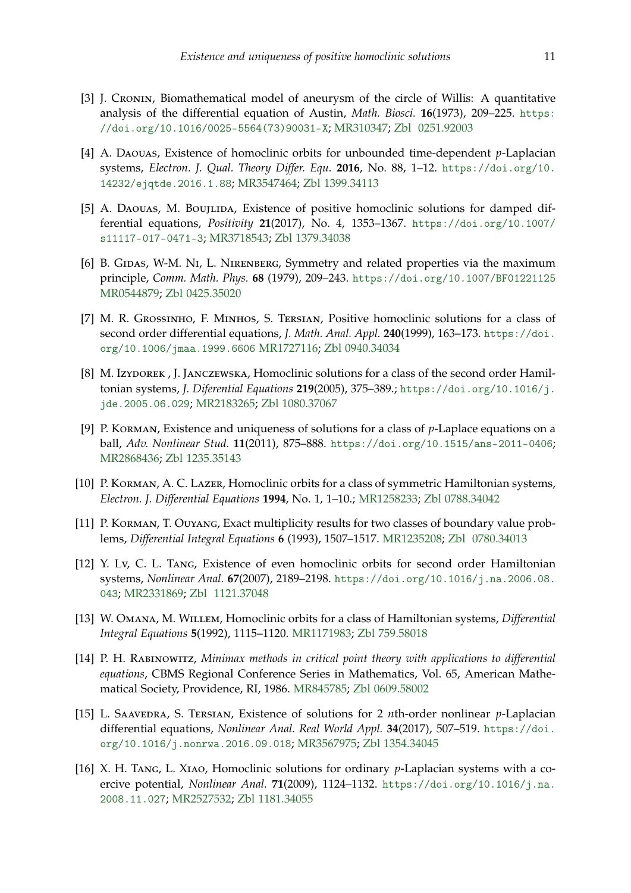[3] J. Cronin, Biomathematical model of aneurysm of the circle of Willis: A quantitative analysis of the differential equation of Austin, *Math. Biosci.* **16**(1973), 209–225. https://doi.org/10.1016/0025-5564(73)90031-X; MR310347; Zbl 0251.92003

[4] A. Daouas, Existence of homoclinic orbits for unbounded time-dependent $p$-Laplacian systems, *Electron. J. Qual. Theory Differ. Equ.* **2016**, No. 88, 1–12. https://doi.org/10.14232/ejqtde.2016.1.88; MR3547464; Zbl 1399.34113

[5] A. Daouas, M. Boujlida, Existence of positive homoclinic solutions for damped differential equations, *Positivity* **21**(2017), No. 4, 1353–1367. https://doi.org/10.1007/s11117-017-0471-3; MR3718543; Zbl 1379.34038

[6] B. Gidas, W-M. Ni, L. Nirenberg, Symmetry and related properties via the maximum principle, *Comm. Math. Phys.* **68** (1979), 209–243. https://doi.org/10.1007/BF01221125 MR0544879; Zbl 0425.35020

[7] M. R. Grossinho, F. Minhos, S. Tersian, Positive homoclinic solutions for a class of second order differential equations, *J. Math. Anal. Appl.* **240**(1999), 163–173. https://doi.org/10.1006/jmaa.1999.6606 MR1727116; Zbl 0940.34034

[8] M. Izydorek , J. Janczewska, Homoclinic solutions for a class of the second order Hamiltonian systems, *J. Diferential Equations* **219**(2005), 375–389.; https://doi.org/10.1016/j.jde.2005.06.029; MR2183265; Zbl 1080.37067

[9] P. Korman, Existence and uniqueness of solutions for a class of $p$-Laplace equations on a ball, *Adv. Nonlinear Stud.* **11**(2011), 875–888. https://doi.org/10.1515/ans-2011-0406; MR2868436; Zbl 1235.35143

[10] P. Korman, A. C. Lazer, Homoclinic orbits for a class of symmetric Hamiltonian systems, *Electron. J. Differential Equations* **1994**, No. 1, 1–10.; MR1258233; Zbl 0788.34042

[11] P. Korman, T. Ouyang, Exact multiplicity results for two classes of boundary value problems, *Differential Integral Equations* **6** (1993), 1507–1517. MR1235208; Zbl 0780.34013

[12] Y. Lv, C. L. Tang, Existence of even homoclinic orbits for second order Hamiltonian systems, *Nonlinear Anal.* **67**(2007), 2189–2198. https://doi.org/10.1016/j.na.2006.08.043; MR2331869; Zbl 1121.37048

[13] W. Omana, M. Willem, Homoclinic orbits for a class of Hamiltonian systems, *Differential Integral Equations* **5**(1992), 1115–1120. MR1171983; Zbl 759.58018

[14] P. H. Rabinowitz, *Minimax methods in critical point theory with applications to differential equations*, CBMS Regional Conference Series in Mathematics, Vol. 65, American Mathematical Society, Providence, RI, 1986. MR845785; Zbl 0609.58002

[15] L. Saavedra, S. Tersian, Existence of solutions for 2 $n$th-order nonlinear $p$-Laplacian differential equations, *Nonlinear Anal. Real World Appl.* **34**(2017), 507–519. https://doi.org/10.1016/j.nonrwa.2016.09.018; MR3567975; Zbl 1354.34045

[16] X. H. Tang, L. Xiao, Homoclinic solutions for ordinary $p$-Laplacian systems with a coercive potential, *Nonlinear Anal.* **71**(2009), 1124–1132. https://doi.org/10.1016/j.na.2008.11.027; MR2527532; Zbl 1181.34055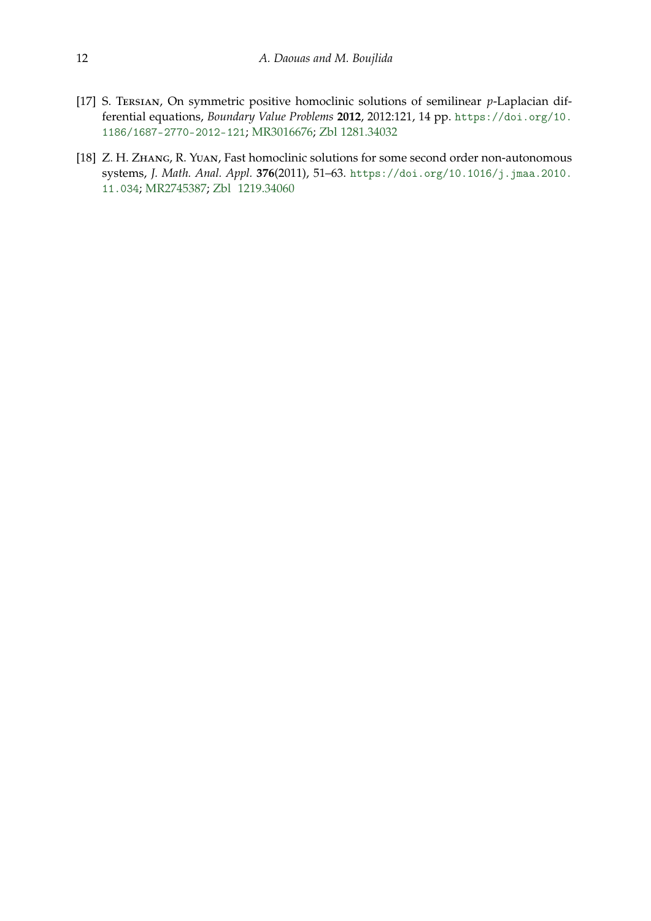[17] S. Tersian, On symmetric positive homoclinic solutions of semilinear $p$-Laplacian differential equations, *Boundary Value Problems* **2012**, 2012:121, 14 pp. https://doi.org/10.1186/1687-2770-2012-121; MR3016676; Zbl 1281.34032

[18] Z. H. Zhang, R. Yuan, Fast homoclinic solutions for some second order non-autonomous systems, *J. Math. Anal. Appl.* **376**(2011), 51–63. https://doi.org/10.1016/j.jmaa.2010.11.034; MR2745387; Zbl 1219.34060